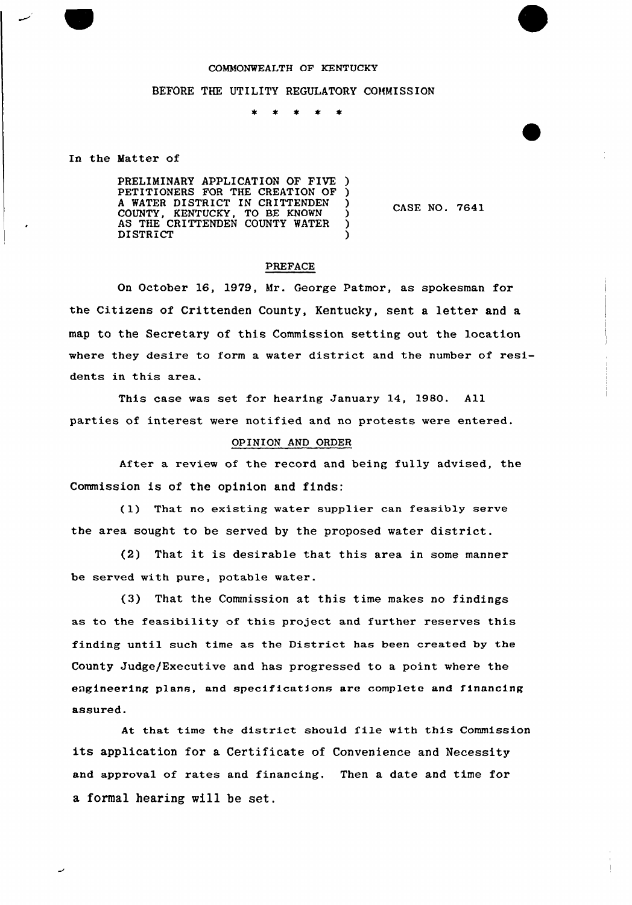COMMONWEALTH OF KENTUCKY

BEFORE THE UTILITY REGULATORY COMMISSION

\* \* \* \* \*

In the Matter of

| | | |
|---|---|---|
| PRELIMINARY APPLICATION OF FIVE PETITIONERS FOR THE CREATION OF A WATER DISTRICT IN CRITTENDEN COUNTY, KENTUCKY, TO BE KNOWN AS THE CRITTENDEN COUNTY WATER DISTRICT | ) | CASE NO. 7641 |

## PREFACE

On October 16, 1979, Mr. George Patmor, as spokesman for the Citizens of Crittenden County, Kentucky, sent a letter and a map to the Secretary of this Commission setting out the location where they desire to form a water district and the number of residents in this area.

This case was set for hearing January 14, 1980. All parties of interest were notified and no protests were entered.

## OPINION AND ORDER

After a review of the record and being fully advised, the Commission is of the opinion and finds:

(1) That no existing water supplier can feasibly serve the area sought to be served by the proposed water district.

(2) That it is desirable that this area in some manner be served with pure, potable water.

(3) That the Commission at this time makes no findings as to the feasibility of this project and further reserves this finding until such time as the District has been created by the County Judge/Executive and has progressed to a point where the engineering plans, and specifications are complete and financing assured.

At that time the district should file with this Commission its application for a Certificate of Convenience and Necessity and approval of rates and financing. Then a date and time for a formal hearing will be set.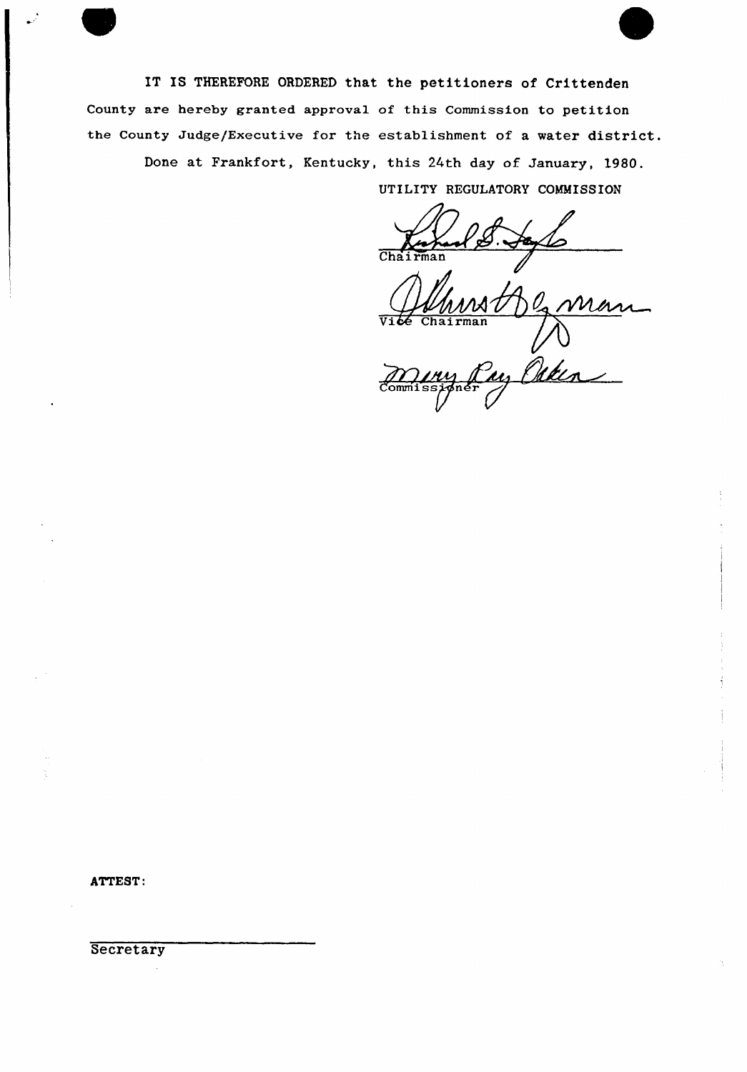IT IS THEREFORE ORDERED that the petitioners of Crittenden County are hereby granted approval of this Commission to petition the County Judge/Executive for the establishment of a water district.

Done at Frankfort, Kentucky, this 24th day of January, 1980.

UTILITY REGULATORY COMMISSION

Chairman

Vice Chairman

Commissioner

ATTEST:

Secretary